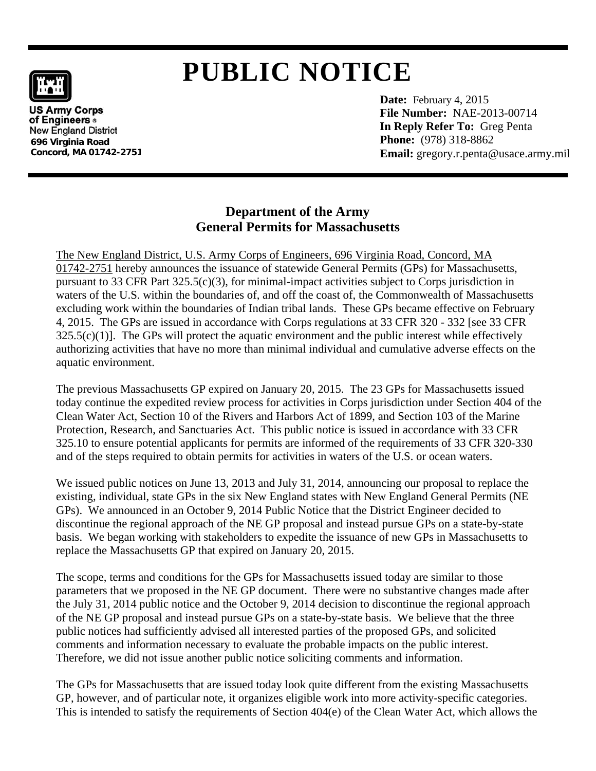# PUBLIC NOTICE

**US Army Corps of Engineers®**
New England District
696 Virginia Road
Concord, MA 01742-2751

**Date:** February 4, 2015
**File Number:** NAE-2013-00714
**In Reply Refer To:** Greg Penta
**Phone:** (978) 318-8862
**Email:** gregory.r.penta@usace.army.mil

## Department of the Army
## General Permits for Massachusetts

The New England District, U.S. Army Corps of Engineers, 696 Virginia Road, Concord, MA 01742-2751 hereby announces the issuance of statewide General Permits (GPs) for Massachusetts, pursuant to 33 CFR Part 325.5(c)(3), for minimal-impact activities subject to Corps jurisdiction in waters of the U.S. within the boundaries of, and off the coast of, the Commonwealth of Massachusetts excluding work within the boundaries of Indian tribal lands. These GPs became effective on February 4, 2015. The GPs are issued in accordance with Corps regulations at 33 CFR 320 - 332 [see 33 CFR 325.5(c)(1)]. The GPs will protect the aquatic environment and the public interest while effectively authorizing activities that have no more than minimal individual and cumulative adverse effects on the aquatic environment.

The previous Massachusetts GP expired on January 20, 2015. The 23 GPs for Massachusetts issued today continue the expedited review process for activities in Corps jurisdiction under Section 404 of the Clean Water Act, Section 10 of the Rivers and Harbors Act of 1899, and Section 103 of the Marine Protection, Research, and Sanctuaries Act. This public notice is issued in accordance with 33 CFR 325.10 to ensure potential applicants for permits are informed of the requirements of 33 CFR 320-330 and of the steps required to obtain permits for activities in waters of the U.S. or ocean waters.

We issued public notices on June 13, 2013 and July 31, 2014, announcing our proposal to replace the existing, individual, state GPs in the six New England states with New England General Permits (NE GPs). We announced in an October 9, 2014 Public Notice that the District Engineer decided to discontinue the regional approach of the NE GP proposal and instead pursue GPs on a state-by-state basis. We began working with stakeholders to expedite the issuance of new GPs in Massachusetts to replace the Massachusetts GP that expired on January 20, 2015.

The scope, terms and conditions for the GPs for Massachusetts issued today are similar to those parameters that we proposed in the NE GP document. There were no substantive changes made after the July 31, 2014 public notice and the October 9, 2014 decision to discontinue the regional approach of the NE GP proposal and instead pursue GPs on a state-by-state basis. We believe that the three public notices had sufficiently advised all interested parties of the proposed GPs, and solicited comments and information necessary to evaluate the probable impacts on the public interest. Therefore, we did not issue another public notice soliciting comments and information.

The GPs for Massachusetts that are issued today look quite different from the existing Massachusetts GP, however, and of particular note, it organizes eligible work into more activity-specific categories. This is intended to satisfy the requirements of Section 404(e) of the Clean Water Act, which allows the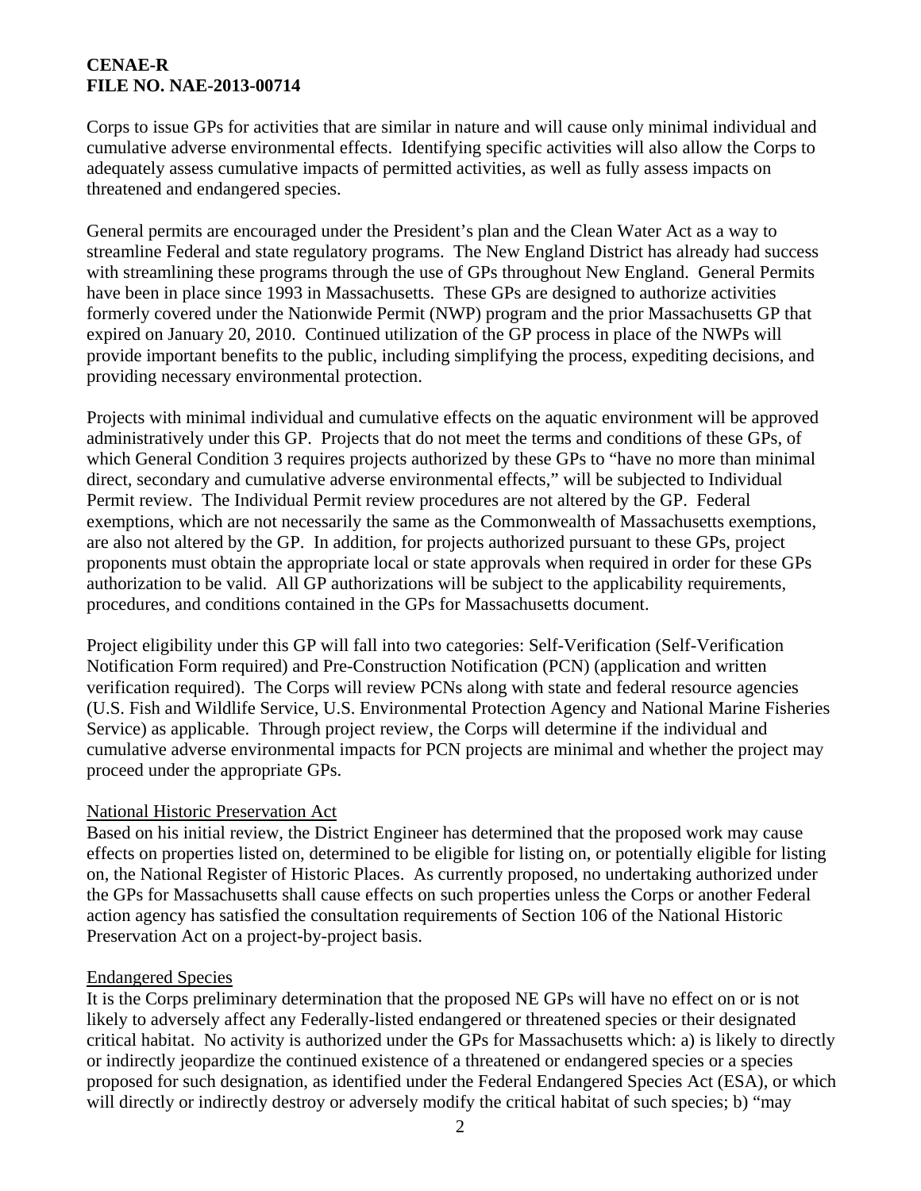Corps to issue GPs for activities that are similar in nature and will cause only minimal individual and cumulative adverse environmental effects. Identifying specific activities will also allow the Corps to adequately assess cumulative impacts of permitted activities, as well as fully assess impacts on threatened and endangered species.

General permits are encouraged under the President's plan and the Clean Water Act as a way to streamline Federal and state regulatory programs. The New England District has already had success with streamlining these programs through the use of GPs throughout New England. General Permits have been in place since 1993 in Massachusetts. These GPs are designed to authorize activities formerly covered under the Nationwide Permit (NWP) program and the prior Massachusetts GP that expired on January 20, 2010. Continued utilization of the GP process in place of the NWPs will provide important benefits to the public, including simplifying the process, expediting decisions, and providing necessary environmental protection.

Projects with minimal individual and cumulative effects on the aquatic environment will be approved administratively under this GP. Projects that do not meet the terms and conditions of these GPs, of which General Condition 3 requires projects authorized by these GPs to "have no more than minimal direct, secondary and cumulative adverse environmental effects," will be subjected to Individual Permit review. The Individual Permit review procedures are not altered by the GP. Federal exemptions, which are not necessarily the same as the Commonwealth of Massachusetts exemptions, are also not altered by the GP. In addition, for projects authorized pursuant to these GPs, project proponents must obtain the appropriate local or state approvals when required in order for these GPs authorization to be valid. All GP authorizations will be subject to the applicability requirements, procedures, and conditions contained in the GPs for Massachusetts document.

Project eligibility under this GP will fall into two categories: Self-Verification (Self-Verification Notification Form required) and Pre-Construction Notification (PCN) (application and written verification required). The Corps will review PCNs along with state and federal resource agencies (U.S. Fish and Wildlife Service, U.S. Environmental Protection Agency and National Marine Fisheries Service) as applicable. Through project review, the Corps will determine if the individual and cumulative adverse environmental impacts for PCN projects are minimal and whether the project may proceed under the appropriate GPs.

## National Historic Preservation Act

Based on his initial review, the District Engineer has determined that the proposed work may cause effects on properties listed on, determined to be eligible for listing on, or potentially eligible for listing on, the National Register of Historic Places. As currently proposed, no undertaking authorized under the GPs for Massachusetts shall cause effects on such properties unless the Corps or another Federal action agency has satisfied the consultation requirements of Section 106 of the National Historic Preservation Act on a project-by-project basis.

## Endangered Species

It is the Corps preliminary determination that the proposed NE GPs will have no effect on or is not likely to adversely affect any Federally-listed endangered or threatened species or their designated critical habitat. No activity is authorized under the GPs for Massachusetts which: a) is likely to directly or indirectly jeopardize the continued existence of a threatened or endangered species or a species proposed for such designation, as identified under the Federal Endangered Species Act (ESA), or which will directly or indirectly destroy or adversely modify the critical habitat of such species; b) "may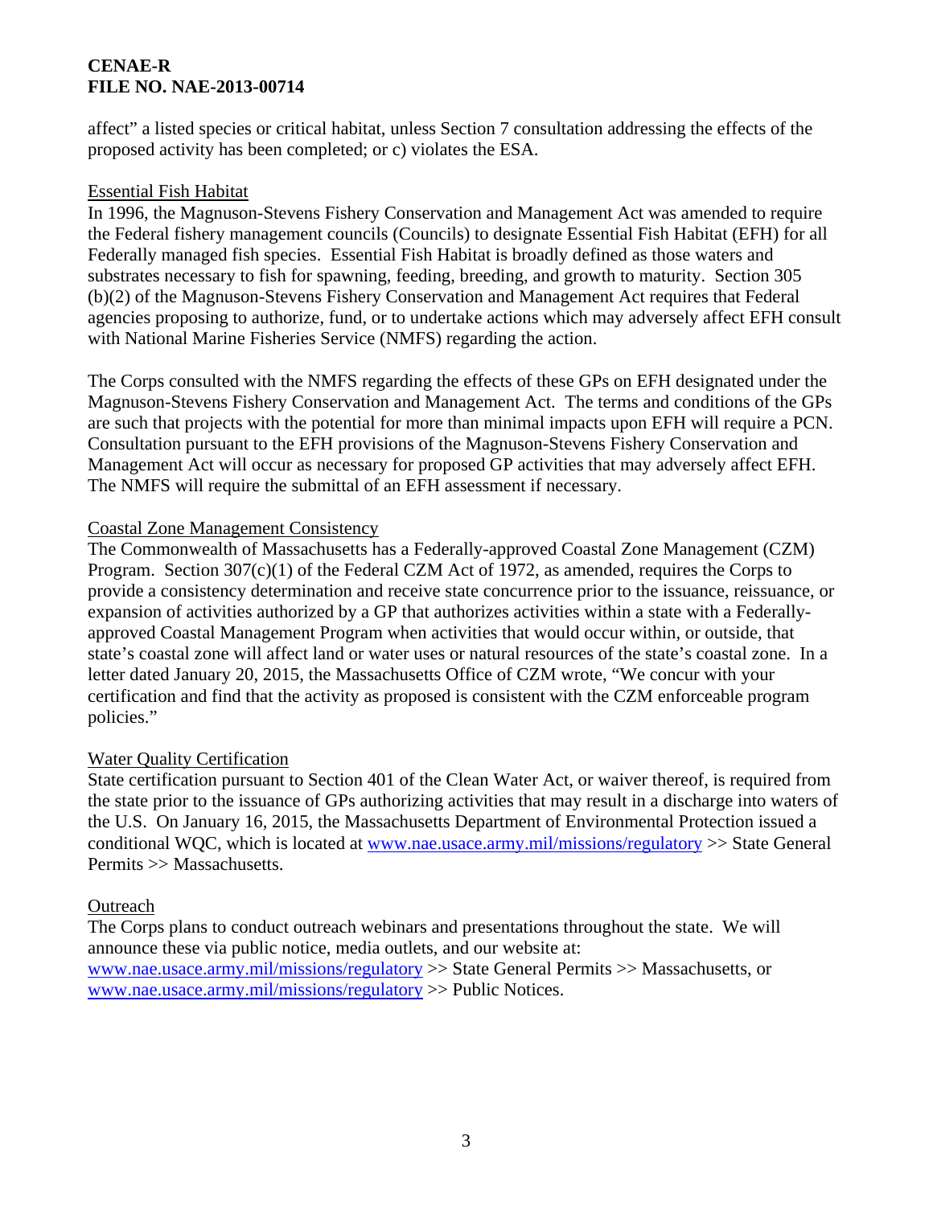affect" a listed species or critical habitat, unless Section 7 consultation addressing the effects of the proposed activity has been completed; or c) violates the ESA.

Essential Fish Habitat

In 1996, the Magnuson-Stevens Fishery Conservation and Management Act was amended to require the Federal fishery management councils (Councils) to designate Essential Fish Habitat (EFH) for all Federally managed fish species. Essential Fish Habitat is broadly defined as those waters and substrates necessary to fish for spawning, feeding, breeding, and growth to maturity. Section 305 (b)(2) of the Magnuson-Stevens Fishery Conservation and Management Act requires that Federal agencies proposing to authorize, fund, or to undertake actions which may adversely affect EFH consult with National Marine Fisheries Service (NMFS) regarding the action.

The Corps consulted with the NMFS regarding the effects of these GPs on EFH designated under the Magnuson-Stevens Fishery Conservation and Management Act. The terms and conditions of the GPs are such that projects with the potential for more than minimal impacts upon EFH will require a PCN. Consultation pursuant to the EFH provisions of the Magnuson-Stevens Fishery Conservation and Management Act will occur as necessary for proposed GP activities that may adversely affect EFH. The NMFS will require the submittal of an EFH assessment if necessary.

Coastal Zone Management Consistency

The Commonwealth of Massachusetts has a Federally-approved Coastal Zone Management (CZM) Program. Section 307(c)(1) of the Federal CZM Act of 1972, as amended, requires the Corps to provide a consistency determination and receive state concurrence prior to the issuance, reissuance, or expansion of activities authorized by a GP that authorizes activities within a state with a Federally-approved Coastal Management Program when activities that would occur within, or outside, that state's coastal zone will affect land or water uses or natural resources of the state's coastal zone. In a letter dated January 20, 2015, the Massachusetts Office of CZM wrote, "We concur with your certification and find that the activity as proposed is consistent with the CZM enforceable program policies."

Water Quality Certification

State certification pursuant to Section 401 of the Clean Water Act, or waiver thereof, is required from the state prior to the issuance of GPs authorizing activities that may result in a discharge into waters of the U.S. On January 16, 2015, the Massachusetts Department of Environmental Protection issued a conditional WQC, which is located at www.nae.usace.army.mil/missions/regulatory >> State General Permits >> Massachusetts.

Outreach

The Corps plans to conduct outreach webinars and presentations throughout the state. We will announce these via public notice, media outlets, and our website at:
www.nae.usace.army.mil/missions/regulatory >> State General Permits >> Massachusetts, or
www.nae.usace.army.mil/missions/regulatory >> Public Notices.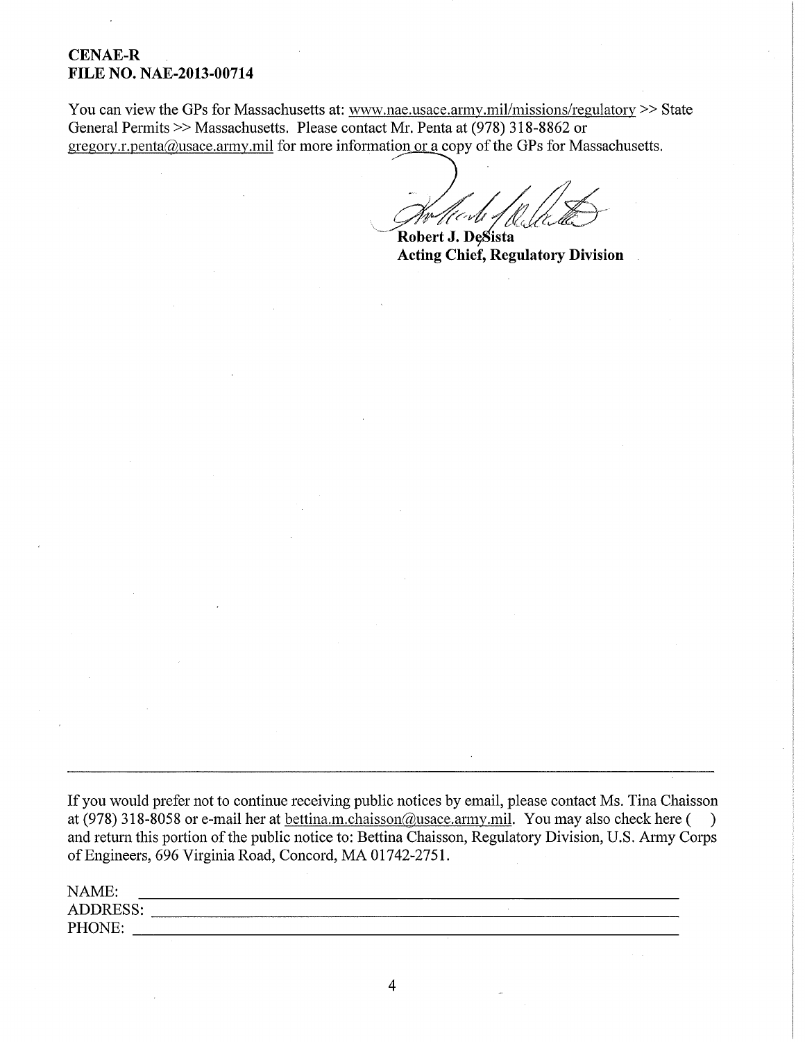**CENAE-R**
**FILE NO. NAE-2013-00714**

You can view the GPs for Massachusetts at: www.nae.usace.army.mil/missions/regulatory >> State General Permits >> Massachusetts. Please contact Mr. Penta at (978) 318-8862 or gregory.r.penta@usace.army.mil for more information or a copy of the GPs for Massachusetts.

**Robert J. DeSista**
**Acting Chief, Regulatory Division**

---

If you would prefer not to continue receiving public notices by email, please contact Ms. Tina Chaisson at (978) 318-8058 or e-mail her at bettina.m.chaisson@usace.army.mil. You may also check here ( ) and return this portion of the public notice to: Bettina Chaisson, Regulatory Division, U.S. Army Corps of Engineers, 696 Virginia Road, Concord, MA 01742-2751.

NAME: ______________________________________________

ADDRESS: ___________________________________________

PHONE: _____________________________________________